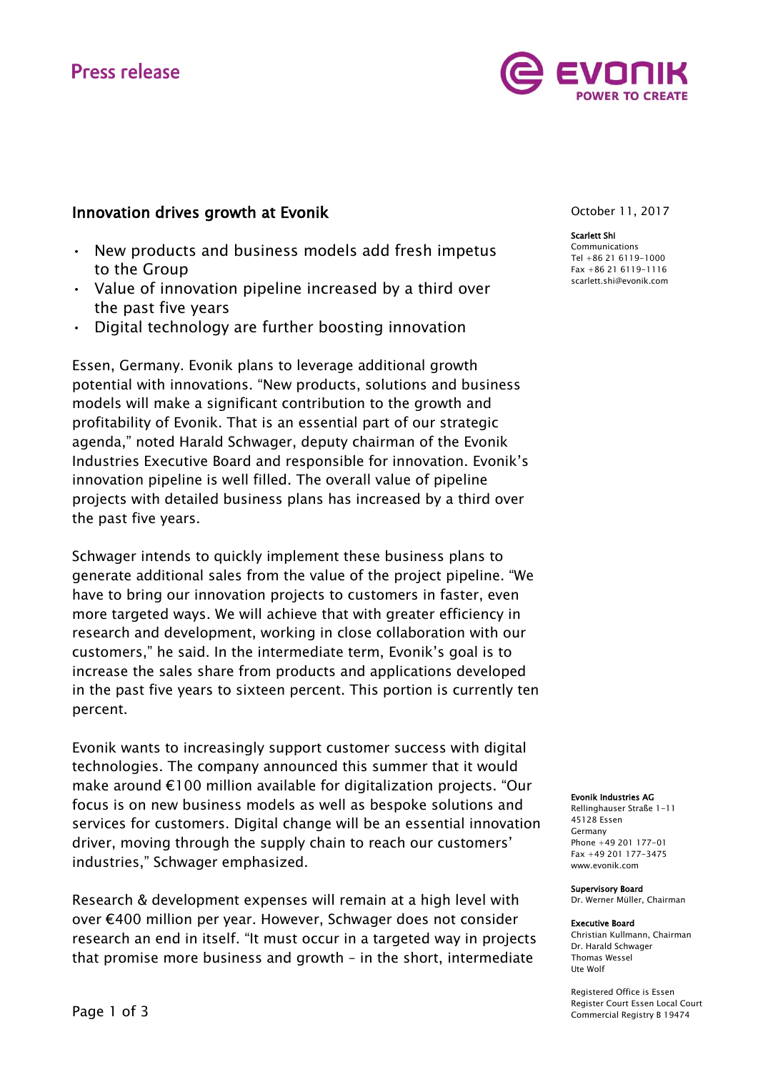Press release

# Innovation drives growth at Evonik

- New products and business models add fresh impetus to the Group
- Value of innovation pipeline increased by a third over the past five years
- Digital technology are further boosting innovation

October 11, 2017

**Scarlett Shi**
Communications
Tel +86 21 6119-1000
Fax +86 21 6119-1116
scarlett.shi@evonik.com

Essen, Germany. Evonik plans to leverage additional growth potential with innovations. "New products, solutions and business models will make a significant contribution to the growth and profitability of Evonik. That is an essential part of our strategic agenda," noted Harald Schwager, deputy chairman of the Evonik Industries Executive Board and responsible for innovation. Evonik's innovation pipeline is well filled. The overall value of pipeline projects with detailed business plans has increased by a third over the past five years.

Schwager intends to quickly implement these business plans to generate additional sales from the value of the project pipeline. "We have to bring our innovation projects to customers in faster, even more targeted ways. We will achieve that with greater efficiency in research and development, working in close collaboration with our customers," he said. In the intermediate term, Evonik's goal is to increase the sales share from products and applications developed in the past five years to sixteen percent. This portion is currently ten percent.

Evonik wants to increasingly support customer success with digital technologies. The company announced this summer that it would make around €100 million available for digitalization projects. "Our focus is on new business models as well as bespoke solutions and services for customers. Digital change will be an essential innovation driver, moving through the supply chain to reach our customers' industries," Schwager emphasized.

Research & development expenses will remain at a high level with over €400 million per year. However, Schwager does not consider research an end in itself. "It must occur in a targeted way in projects that promise more business and growth – in the short, intermediate

**Evonik Industries AG**
Rellinghauser Straße 1-11
45128 Essen
Germany
Phone +49 201 177-01
Fax +49 201 177-3475
www.evonik.com

**Supervisory Board**
Dr. Werner Müller, Chairman

**Executive Board**
Christian Kullmann, Chairman
Dr. Harald Schwager
Thomas Wessel
Ute Wolf

Registered Office is Essen
Register Court Essen Local Court
Commercial Registry B 19474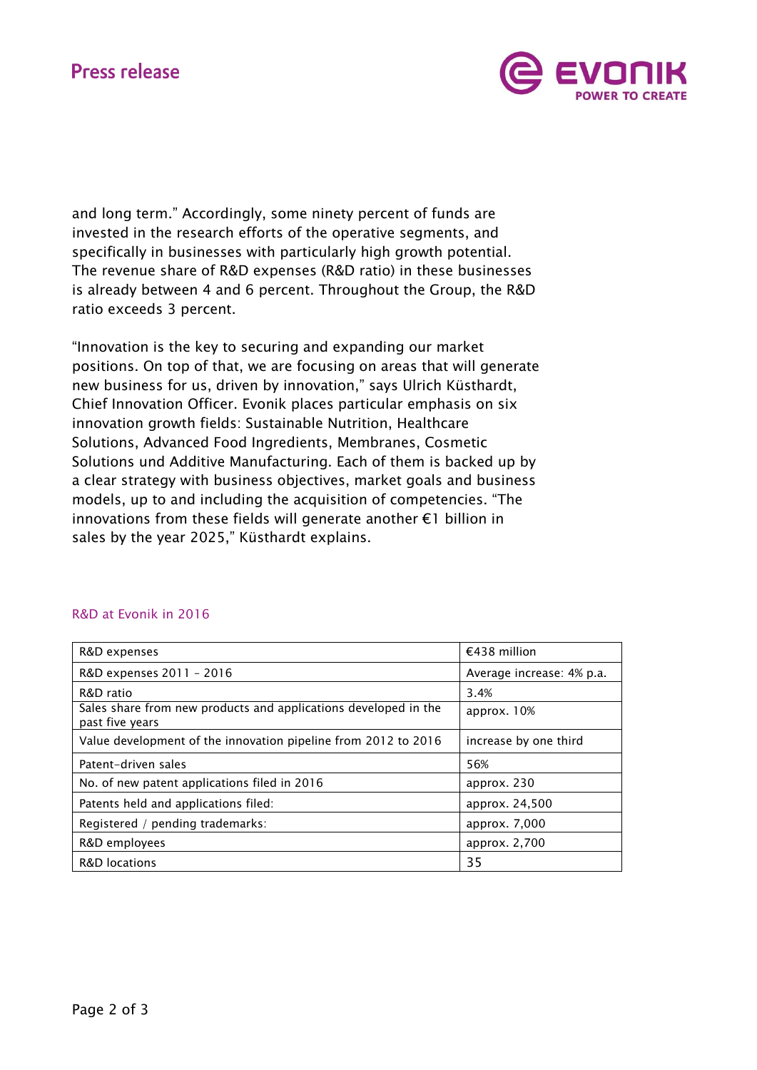and long term." Accordingly, some ninety percent of funds are invested in the research efforts of the operative segments, and specifically in businesses with particularly high growth potential. The revenue share of R&D expenses (R&D ratio) in these businesses is already between 4 and 6 percent. Throughout the Group, the R&D ratio exceeds 3 percent.

"Innovation is the key to securing and expanding our market positions. On top of that, we are focusing on areas that will generate new business for us, driven by innovation," says Ulrich Küsthardt, Chief Innovation Officer. Evonik places particular emphasis on six innovation growth fields: Sustainable Nutrition, Healthcare Solutions, Advanced Food Ingredients, Membranes, Cosmetic Solutions und Additive Manufacturing. Each of them is backed up by a clear strategy with business objectives, market goals and business models, up to and including the acquisition of competencies. "The innovations from these fields will generate another €1 billion in sales by the year 2025," Küsthardt explains.

## R&D at Evonik in 2016

| | |
|---|---|
| R&D expenses | €438 million |
| R&D expenses 2011 – 2016 | Average increase: 4% p.a. |
| R&D ratio | 3.4% |
| Sales share from new products and applications developed in the past five years | approx. 10% |
| Value development of the innovation pipeline from 2012 to 2016 | increase by one third |
| Patent-driven sales | 56% |
| No. of new patent applications filed in 2016 | approx. 230 |
| Patents held and applications filed: | approx. 24,500 |
| Registered / pending trademarks: | approx. 7,000 |
| R&D employees | approx. 2,700 |
| R&D locations | 35 |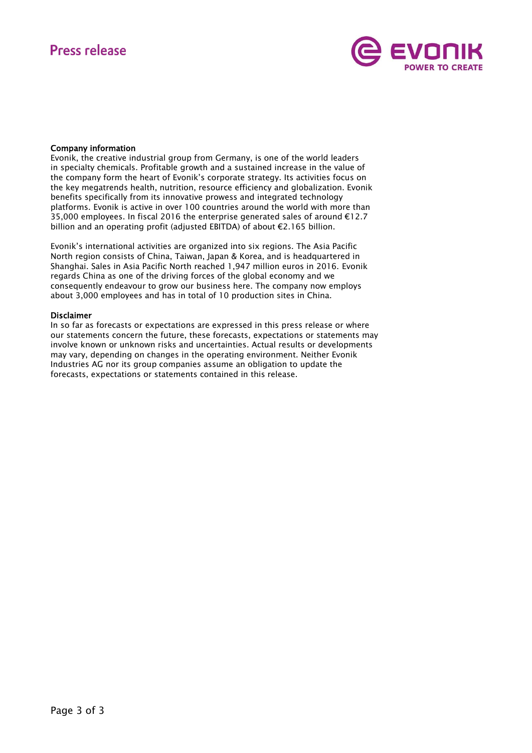**Company information**

Evonik, the creative industrial group from Germany, is one of the world leaders in specialty chemicals. Profitable growth and a sustained increase in the value of the company form the heart of Evonik's corporate strategy. Its activities focus on the key megatrends health, nutrition, resource efficiency and globalization. Evonik benefits specifically from its innovative prowess and integrated technology platforms. Evonik is active in over 100 countries around the world with more than 35,000 employees. In fiscal 2016 the enterprise generated sales of around €12.7 billion and an operating profit (adjusted EBITDA) of about €2.165 billion.

Evonik's international activities are organized into six regions. The Asia Pacific North region consists of China, Taiwan, Japan & Korea, and is headquartered in Shanghai. Sales in Asia Pacific North reached 1,947 million euros in 2016. Evonik regards China as one of the driving forces of the global economy and we consequently endeavour to grow our business here. The company now employs about 3,000 employees and has in total of 10 production sites in China.

**Disclaimer**

In so far as forecasts or expectations are expressed in this press release or where our statements concern the future, these forecasts, expectations or statements may involve known or unknown risks and uncertainties. Actual results or developments may vary, depending on changes in the operating environment. Neither Evonik Industries AG nor its group companies assume an obligation to update the forecasts, expectations or statements contained in this release.